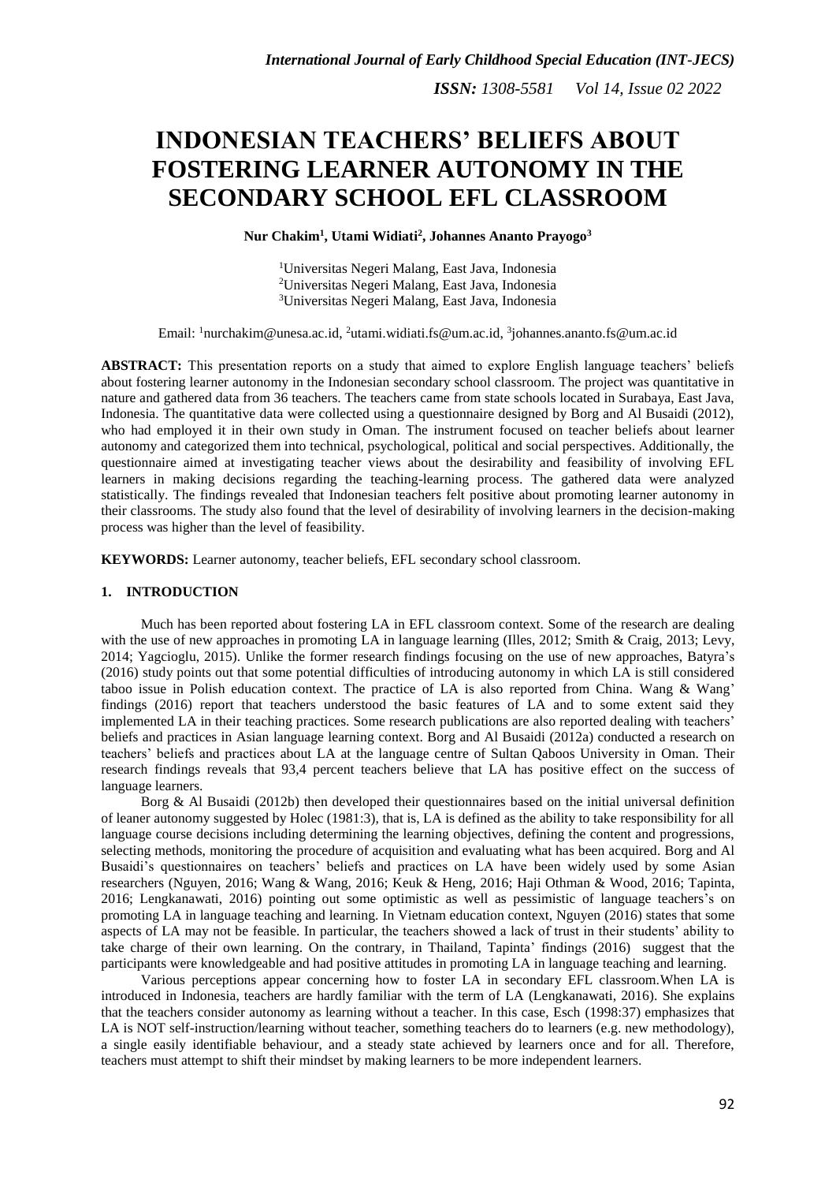# INDONESIAN TEACHERS' BELIEFS ABOUT FOSTERING LEARNER AUTONOMY IN THE SECONDARY SCHOOL EFL CLASSROOM

**Nur Chakim[1], Utami Widiati[2], Johannes Ananto Prayogo[3]**

[1]Universitas Negeri Malang, East Java, Indonesia
[2]Universitas Negeri Malang, East Java, Indonesia
[3]Universitas Negeri Malang, East Java, Indonesia

Email: [1]nurchakim@unesa.ac.id, [2]utami.widiati.fs@um.ac.id, [3]johannes.ananto.fs@um.ac.id

**ABSTRACT:** This presentation reports on a study that aimed to explore English language teachers' beliefs about fostering learner autonomy in the Indonesian secondary school classroom. The project was quantitative in nature and gathered data from 36 teachers. The teachers came from state schools located in Surabaya, East Java, Indonesia. The quantitative data were collected using a questionnaire designed by Borg and Al Busaidi (2012), who had employed it in their own study in Oman. The instrument focused on teacher beliefs about learner autonomy and categorized them into technical, psychological, political and social perspectives. Additionally, the questionnaire aimed at investigating teacher views about the desirability and feasibility of involving EFL learners in making decisions regarding the teaching-learning process. The gathered data were analyzed statistically. The findings revealed that Indonesian teachers felt positive about promoting learner autonomy in their classrooms. The study also found that the level of desirability of involving learners in the decision-making process was higher than the level of feasibility.

**KEYWORDS:** Learner autonomy, teacher beliefs, EFL secondary school classroom.

## 1. INTRODUCTION

Much has been reported about fostering LA in EFL classroom context. Some of the research are dealing with the use of new approaches in promoting LA in language learning (Illes, 2012; Smith & Craig, 2013; Levy, 2014; Yagcioglu, 2015). Unlike the former research findings focusing on the use of new approaches, Batyra's (2016) study points out that some potential difficulties of introducing autonomy in which LA is still considered taboo issue in Polish education context. The practice of LA is also reported from China. Wang & Wang' findings (2016) report that teachers understood the basic features of LA and to some extent said they implemented LA in their teaching practices. Some research publications are also reported dealing with teachers' beliefs and practices in Asian language learning context. Borg and Al Busaidi (2012a) conducted a research on teachers' beliefs and practices about LA at the language centre of Sultan Qaboos University in Oman. Their research findings reveals that 93,4 percent teachers believe that LA has positive effect on the success of language learners.

Borg & Al Busaidi (2012b) then developed their questionnaires based on the initial universal definition of leaner autonomy suggested by Holec (1981:3), that is, LA is defined as the ability to take responsibility for all language course decisions including determining the learning objectives, defining the content and progressions, selecting methods, monitoring the procedure of acquisition and evaluating what has been acquired. Borg and Al Busaidi's questionnaires on teachers' beliefs and practices on LA have been widely used by some Asian researchers (Nguyen, 2016; Wang & Wang, 2016; Keuk & Heng, 2016; Haji Othman & Wood, 2016; Tapinta, 2016; Lengkanawati, 2016) pointing out some optimistic as well as pessimistic of language teachers's on promoting LA in language teaching and learning. In Vietnam education context, Nguyen (2016) states that some aspects of LA may not be feasible. In particular, the teachers showed a lack of trust in their students' ability to take charge of their own learning. On the contrary, in Thailand, Tapinta' findings (2016) suggest that the participants were knowledgeable and had positive attitudes in promoting LA in language teaching and learning.

Various perceptions appear concerning how to foster LA in secondary EFL classroom.When LA is introduced in Indonesia, teachers are hardly familiar with the term of LA (Lengkanawati, 2016). She explains that the teachers consider autonomy as learning without a teacher. In this case, Esch (1998:37) emphasizes that LA is NOT self-instruction/learning without teacher, something teachers do to learners (e.g. new methodology), a single easily identifiable behaviour, and a steady state achieved by learners once and for all. Therefore, teachers must attempt to shift their mindset by making learners to be more independent learners.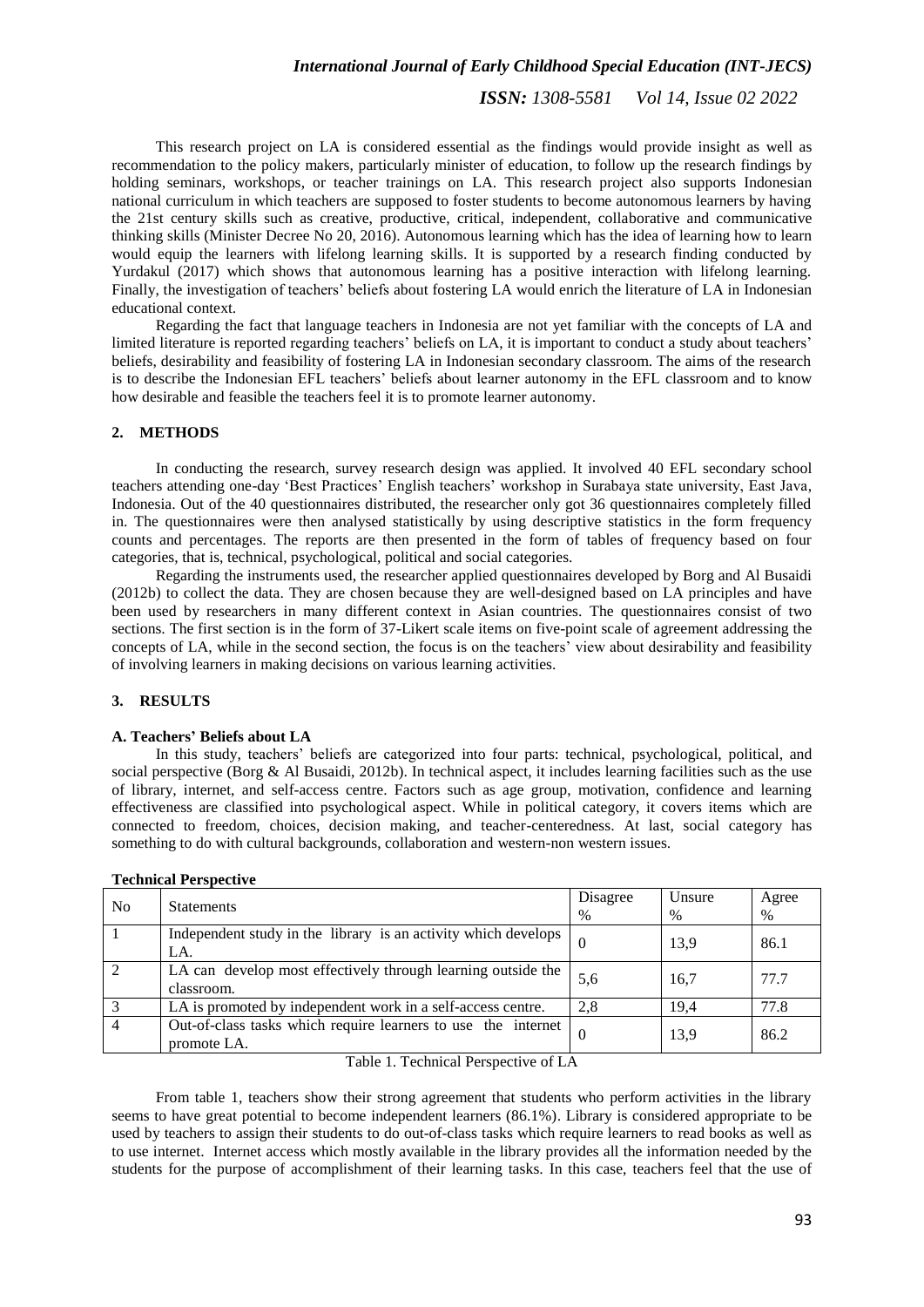This research project on LA is considered essential as the findings would provide insight as well as recommendation to the policy makers, particularly minister of education, to follow up the research findings by holding seminars, workshops, or teacher trainings on LA. This research project also supports Indonesian national curriculum in which teachers are supposed to foster students to become autonomous learners by having the 21st century skills such as creative, productive, critical, independent, collaborative and communicative thinking skills (Minister Decree No 20, 2016). Autonomous learning which has the idea of learning how to learn would equip the learners with lifelong learning skills. It is supported by a research finding conducted by Yurdakul (2017) which shows that autonomous learning has a positive interaction with lifelong learning. Finally, the investigation of teachers' beliefs about fostering LA would enrich the literature of LA in Indonesian educational context.

Regarding the fact that language teachers in Indonesia are not yet familiar with the concepts of LA and limited literature is reported regarding teachers' beliefs on LA, it is important to conduct a study about teachers' beliefs, desirability and feasibility of fostering LA in Indonesian secondary classroom. The aims of the research is to describe the Indonesian EFL teachers' beliefs about learner autonomy in the EFL classroom and to know how desirable and feasible the teachers feel it is to promote learner autonomy.

## 2. METHODS

In conducting the research, survey research design was applied. It involved 40 EFL secondary school teachers attending one-day 'Best Practices' English teachers' workshop in Surabaya state university, East Java, Indonesia. Out of the 40 questionnaires distributed, the researcher only got 36 questionnaires completely filled in. The questionnaires were then analysed statistically by using descriptive statistics in the form frequency counts and percentages. The reports are then presented in the form of tables of frequency based on four categories, that is, technical, psychological, political and social categories.

Regarding the instruments used, the researcher applied questionnaires developed by Borg and Al Busaidi (2012b) to collect the data. They are chosen because they are well-designed based on LA principles and have been used by researchers in many different context in Asian countries. The questionnaires consist of two sections. The first section is in the form of 37-Likert scale items on five-point scale of agreement addressing the concepts of LA, while in the second section, the focus is on the teachers' view about desirability and feasibility of involving learners in making decisions on various learning activities.

## 3. RESULTS

### A. Teachers' Beliefs about LA

In this study, teachers' beliefs are categorized into four parts: technical, psychological, political, and social perspective (Borg & Al Busaidi, 2012b). In technical aspect, it includes learning facilities such as the use of library, internet, and self-access centre. Factors such as age group, motivation, confidence and learning effectiveness are classified into psychological aspect. While in political category, it covers items which are connected to freedom, choices, decision making, and teacher-centeredness. At last, social category has something to do with cultural backgrounds, collaboration and western-non western issues.

**Technical Perspective**

| No | Statements | Disagree % | Unsure % | Agree % |
|---|---|---|---|---|
| 1 | Independent study in the library is an activity which develops LA. | 0 | 13,9 | 86.1 |
| 2 | LA can develop most effectively through learning outside the classroom. | 5,6 | 16,7 | 77.7 |
| 3 | LA is promoted by independent work in a self-access centre. | 2,8 | 19,4 | 77.8 |
| 4 | Out-of-class tasks which require learners to use the internet promote LA. | 0 | 13,9 | 86.2 |

Table 1. Technical Perspective of LA

From table 1, teachers show their strong agreement that students who perform activities in the library seems to have great potential to become independent learners (86.1%). Library is considered appropriate to be used by teachers to assign their students to do out-of-class tasks which require learners to read books as well as to use internet. Internet access which mostly available in the library provides all the information needed by the students for the purpose of accomplishment of their learning tasks. In this case, teachers feel that the use of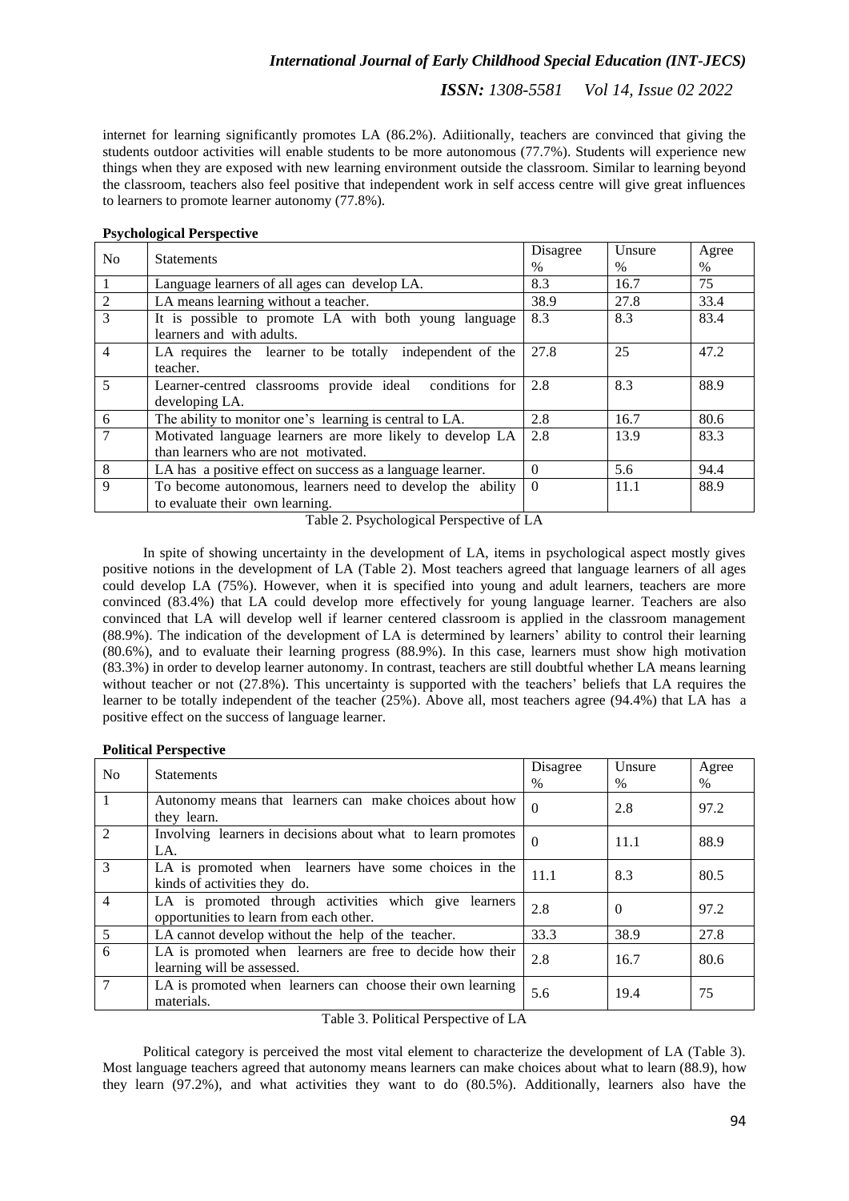internet for learning significantly promotes LA (86.2%). Adiitionally, teachers are convinced that giving the students outdoor activities will enable students to be more autonomous (77.7%). Students will experience new things when they are exposed with new learning environment outside the classroom. Similar to learning beyond the classroom, teachers also feel positive that independent work in self access centre will give great influences to learners to promote learner autonomy (77.8%).

**Psychological Perspective**

| No | Statements | Disagree % | Unsure % | Agree % |
|---|---|---|---|---|
| 1 | Language learners of all ages can develop LA. | 8.3 | 16.7 | 75 |
| 2 | LA means learning without a teacher. | 38.9 | 27.8 | 33.4 |
| 3 | It is possible to promote LA with both young language learners and with adults. | 8.3 | 8.3 | 83.4 |
| 4 | LA requires the learner to be totally independent of the teacher. | 27.8 | 25 | 47.2 |
| 5 | Learner-centred classrooms provide ideal conditions for developing LA. | 2.8 | 8.3 | 88.9 |
| 6 | The ability to monitor one's learning is central to LA. | 2.8 | 16.7 | 80.6 |
| 7 | Motivated language learners are more likely to develop LA than learners who are not motivated. | 2.8 | 13.9 | 83.3 |
| 8 | LA has a positive effect on success as a language learner. | 0 | 5.6 | 94.4 |
| 9 | To become autonomous, learners need to develop the ability to evaluate their own learning. | 0 | 11.1 | 88.9 |

Table 2. Psychological Perspective of LA

In spite of showing uncertainty in the development of LA, items in psychological aspect mostly gives positive notions in the development of LA (Table 2). Most teachers agreed that language learners of all ages could develop LA (75%). However, when it is specified into young and adult learners, teachers are more convinced (83.4%) that LA could develop more effectively for young language learner. Teachers are also convinced that LA will develop well if learner centered classroom is applied in the classroom management (88.9%). The indication of the development of LA is determined by learners' ability to control their learning (80.6%), and to evaluate their learning progress (88.9%). In this case, learners must show high motivation (83.3%) in order to develop learner autonomy. In contrast, teachers are still doubtful whether LA means learning without teacher or not (27.8%). This uncertainty is supported with the teachers' beliefs that LA requires the learner to be totally independent of the teacher (25%). Above all, most teachers agree (94.4%) that LA has a positive effect on the success of language learner.

**Political Perspective**

| No | Statements | Disagree % | Unsure % | Agree % |
|---|---|---|---|---|
| 1 | Autonomy means that learners can make choices about how they learn. | 0 | 2.8 | 97.2 |
| 2 | Involving learners in decisions about what to learn promotes LA. | 0 | 11.1 | 88.9 |
| 3 | LA is promoted when learners have some choices in the kinds of activities they do. | 11.1 | 8.3 | 80.5 |
| 4 | LA is promoted through activities which give learners opportunities to learn from each other. | 2.8 | 0 | 97.2 |
| 5 | LA cannot develop without the help of the teacher. | 33.3 | 38.9 | 27.8 |
| 6 | LA is promoted when learners are free to decide how their learning will be assessed. | 2.8 | 16.7 | 80.6 |
| 7 | LA is promoted when learners can choose their own learning materials. | 5.6 | 19.4 | 75 |

Table 3. Political Perspective of LA

Political category is perceived the most vital element to characterize the development of LA (Table 3). Most language teachers agreed that autonomy means learners can make choices about what to learn (88.9), how they learn (97.2%), and what activities they want to do (80.5%). Additionally, learners also have the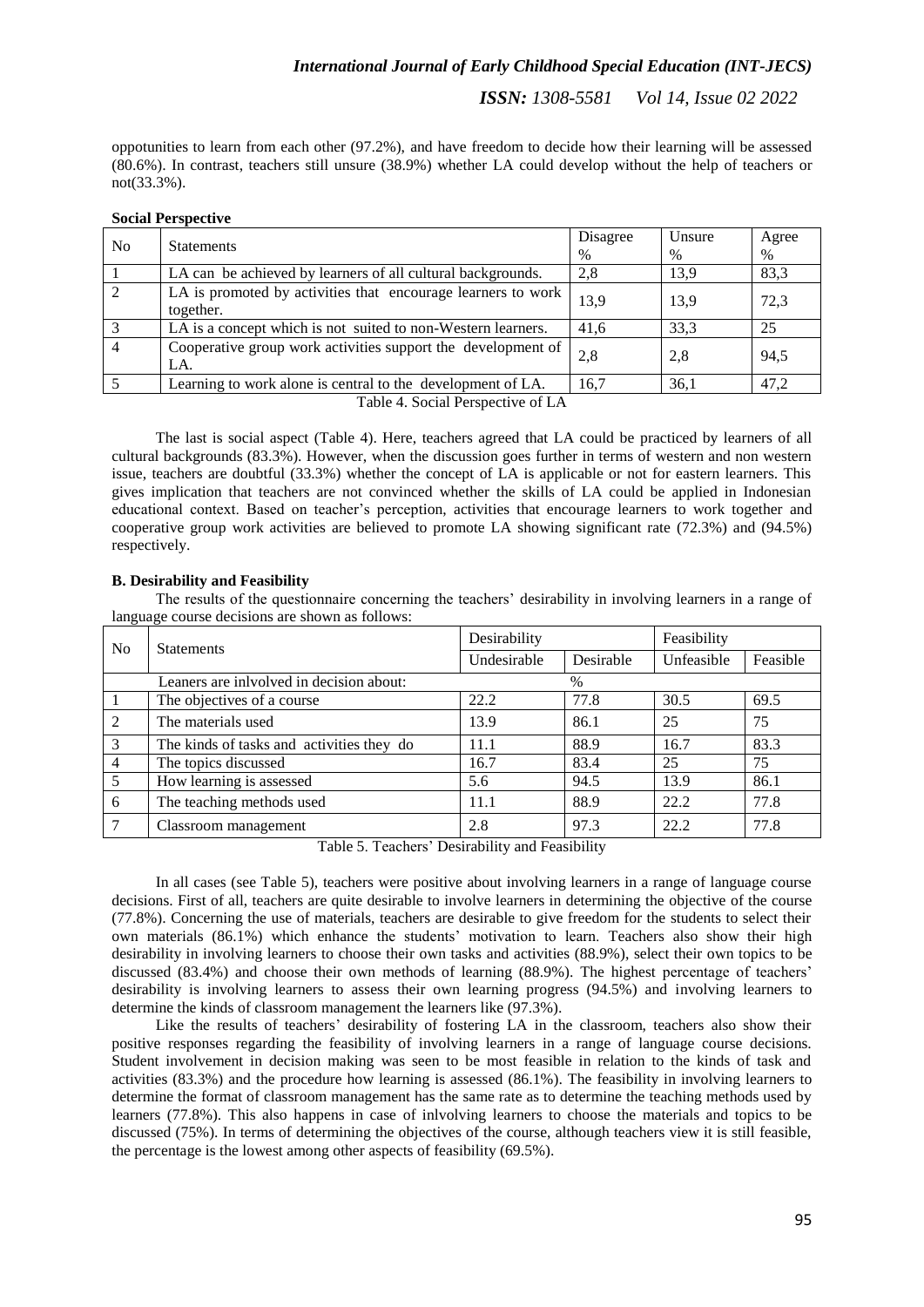oppotunities to learn from each other (97.2%), and have freedom to decide how their learning will be assessed (80.6%). In contrast, teachers still unsure (38.9%) whether LA could develop without the help of teachers or not(33.3%).

**Social Perspective**

| No | Statements | Disagree % | Unsure % | Agree % |
|---|---|---|---|---|
| 1 | LA can be achieved by learners of all cultural backgrounds. | 2,8 | 13,9 | 83,3 |
| 2 | LA is promoted by activities that encourage learners to work together. | 13,9 | 13,9 | 72,3 |
| 3 | LA is a concept which is not suited to non-Western learners. | 41,6 | 33,3 | 25 |
| 4 | Cooperative group work activities support the development of LA. | 2,8 | 2,8 | 94,5 |
| 5 | Learning to work alone is central to the development of LA. | 16,7 | 36,1 | 47,2 |

Table 4. Social Perspective of LA

The last is social aspect (Table 4). Here, teachers agreed that LA could be practiced by learners of all cultural backgrounds (83.3%). However, when the discussion goes further in terms of western and non western issue, teachers are doubtful (33.3%) whether the concept of LA is applicable or not for eastern learners. This gives implication that teachers are not convinced whether the skills of LA could be applied in Indonesian educational context. Based on teacher's perception, activities that encourage learners to work together and cooperative group work activities are believed to promote LA showing significant rate (72.3%) and (94.5%) respectively.

**B. Desirability and Feasibility**

The results of the questionnaire concerning the teachers' desirability in involving learners in a range of language course decisions are shown as follows:

| No | Statements | Desirability | | Feasibility | |
|---|---|---|---|---|---|
| | | Undesirable | Desirable | Unfeasible | Feasible |
| | Leaners are inlvolved in decision about: | % | | | |
| 1 | The objectives of a course | 22.2 | 77.8 | 30.5 | 69.5 |
| 2 | The materials used | 13.9 | 86.1 | 25 | 75 |
| 3 | The kinds of tasks and activities they do | 11.1 | 88.9 | 16.7 | 83.3 |
| 4 | The topics discussed | 16.7 | 83.4 | 25 | 75 |
| 5 | How learning is assessed | 5.6 | 94.5 | 13.9 | 86.1 |
| 6 | The teaching methods used | 11.1 | 88.9 | 22.2 | 77.8 |
| 7 | Classroom management | 2.8 | 97.3 | 22.2 | 77.8 |

Table 5. Teachers' Desirability and Feasibility

In all cases (see Table 5), teachers were positive about involving learners in a range of language course decisions. First of all, teachers are quite desirable to involve learners in determining the objective of the course (77.8%). Concerning the use of materials, teachers are desirable to give freedom for the students to select their own materials (86.1%) which enhance the students' motivation to learn. Teachers also show their high desirability in involving learners to choose their own tasks and activities (88.9%), select their own topics to be discussed (83.4%) and choose their own methods of learning (88.9%). The highest percentage of teachers' desirability is involving learners to assess their own learning progress (94.5%) and involving learners to determine the kinds of classroom management the learners like (97.3%).

Like the results of teachers' desirability of fostering LA in the classroom, teachers also show their positive responses regarding the feasibility of involving learners in a range of language course decisions. Student involvement in decision making was seen to be most feasible in relation to the kinds of task and activities (83.3%) and the procedure how learning is assessed (86.1%). The feasibility in involving learners to determine the format of classroom management has the same rate as to determine the teaching methods used by learners (77.8%). This also happens in case of inlvolving learners to choose the materials and topics to be discussed (75%). In terms of determining the objectives of the course, although teachers view it is still feasible, the percentage is the lowest among other aspects of feasibility (69.5%).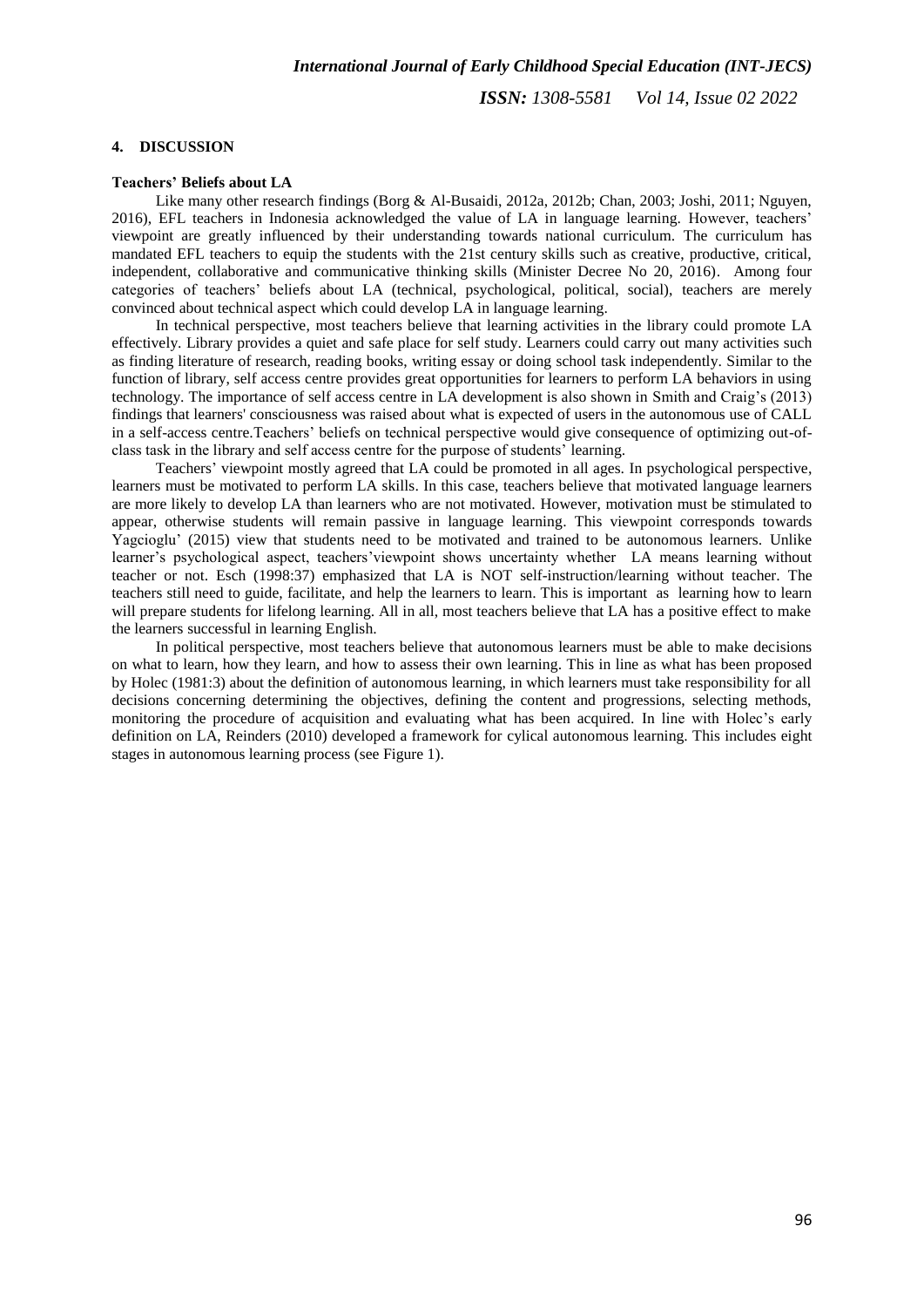## 4. DISCUSSION

### Teachers' Beliefs about LA

Like many other research findings (Borg & Al-Busaidi, 2012a, 2012b; Chan, 2003; Joshi, 2011; Nguyen, 2016), EFL teachers in Indonesia acknowledged the value of LA in language learning. However, teachers' viewpoint are greatly influenced by their understanding towards national curriculum. The curriculum has mandated EFL teachers to equip the students with the 21st century skills such as creative, productive, critical, independent, collaborative and communicative thinking skills (Minister Decree No 20, 2016). Among four categories of teachers' beliefs about LA (technical, psychological, political, social), teachers are merely convinced about technical aspect which could develop LA in language learning.

In technical perspective, most teachers believe that learning activities in the library could promote LA effectively. Library provides a quiet and safe place for self study. Learners could carry out many activities such as finding literature of research, reading books, writing essay or doing school task independently. Similar to the function of library, self access centre provides great opportunities for learners to perform LA behaviors in using technology. The importance of self access centre in LA development is also shown in Smith and Craig's (2013) findings that learners' consciousness was raised about what is expected of users in the autonomous use of CALL in a self-access centre.Teachers' beliefs on technical perspective would give consequence of optimizing out-of-class task in the library and self access centre for the purpose of students' learning.

Teachers' viewpoint mostly agreed that LA could be promoted in all ages. In psychological perspective, learners must be motivated to perform LA skills. In this case, teachers believe that motivated language learners are more likely to develop LA than learners who are not motivated. However, motivation must be stimulated to appear, otherwise students will remain passive in language learning. This viewpoint corresponds towards Yagcioglu' (2015) view that students need to be motivated and trained to be autonomous learners. Unlike learner's psychological aspect, teachers'viewpoint shows uncertainty whether LA means learning without teacher or not. Esch (1998:37) emphasized that LA is NOT self-instruction/learning without teacher. The teachers still need to guide, facilitate, and help the learners to learn. This is important as learning how to learn will prepare students for lifelong learning. All in all, most teachers believe that LA has a positive effect to make the learners successful in learning English.

In political perspective, most teachers believe that autonomous learners must be able to make decisions on what to learn, how they learn, and how to assess their own learning. This in line as what has been proposed by Holec (1981:3) about the definition of autonomous learning, in which learners must take responsibility for all decisions concerning determining the objectives, defining the content and progressions, selecting methods, monitoring the procedure of acquisition and evaluating what has been acquired. In line with Holec's early definition on LA, Reinders (2010) developed a framework for cylical autonomous learning. This includes eight stages in autonomous learning process (see Figure 1).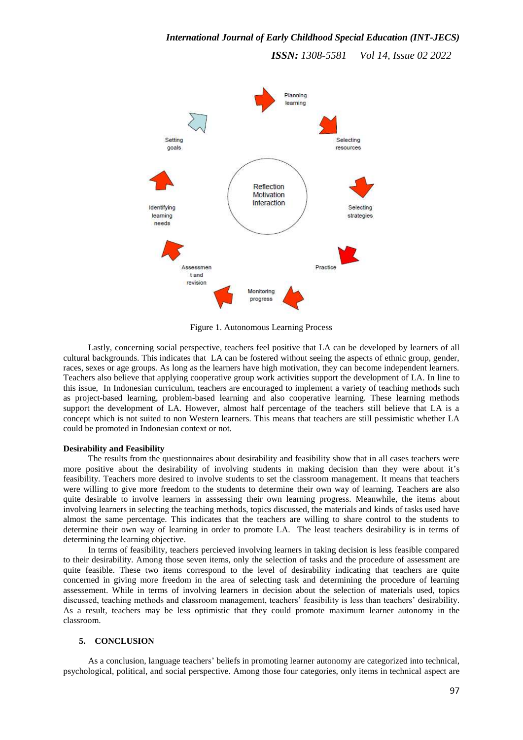Figure 1. Autonomous Learning Process

Lastly, concerning social perspective, teachers feel positive that LA can be developed by learners of all cultural backgrounds. This indicates that LA can be fostered without seeing the aspects of ethnic group, gender, races, sexes or age groups. As long as the learners have high motivation, they can become independent learners. Teachers also believe that applying cooperative group work activities support the development of LA. In line to this issue, In Indonesian curriculum, teachers are encouraged to implement a variety of teaching methods such as project-based learning, problem-based learning and also cooperative learning. These learning methods support the development of LA. However, almost half percentage of the teachers still believe that LA is a concept which is not suited to non Western learners. This means that teachers are still pessimistic whether LA could be promoted in Indonesian context or not.

**Desirability and Feasibility**

The results from the questionnaires about desirability and feasibility show that in all cases teachers were more positive about the desirability of involving students in making decision than they were about it's feasibility. Teachers more desired to involve students to set the classroom management. It means that teachers were willing to give more freedom to the students to determine their own way of learning. Teachers are also quite desirable to involve learners in asssessing their own learning progress. Meanwhile, the items about involving learners in selecting the teaching methods, topics discussed, the materials and kinds of tasks used have almost the same percentage. This indicates that the teachers are willing to share control to the students to determine their own way of learning in order to promote LA. The least teachers desirability is in terms of determining the learning objective.

In terms of feasibility, teachers percieved involving learners in taking decision is less feasible compared to their desirability. Among those seven items, only the selection of tasks and the procedure of assessment are quite feasible. These two items correspond to the level of desirability indicating that teachers are quite concerned in giving more freedom in the area of selecting task and determining the procedure of learning assessement. While in terms of involving learners in decision about the selection of materials used, topics discussed, teaching methods and classroom management, teachers' feasibility is less than teachers' desirability. As a result, teachers may be less optimistic that they could promote maximum learner autonomy in the classroom.

## 5. CONCLUSION

As a conclusion, language teachers' beliefs in promoting learner autonomy are categorized into technical, psychological, political, and social perspective. Among those four categories, only items in technical aspect are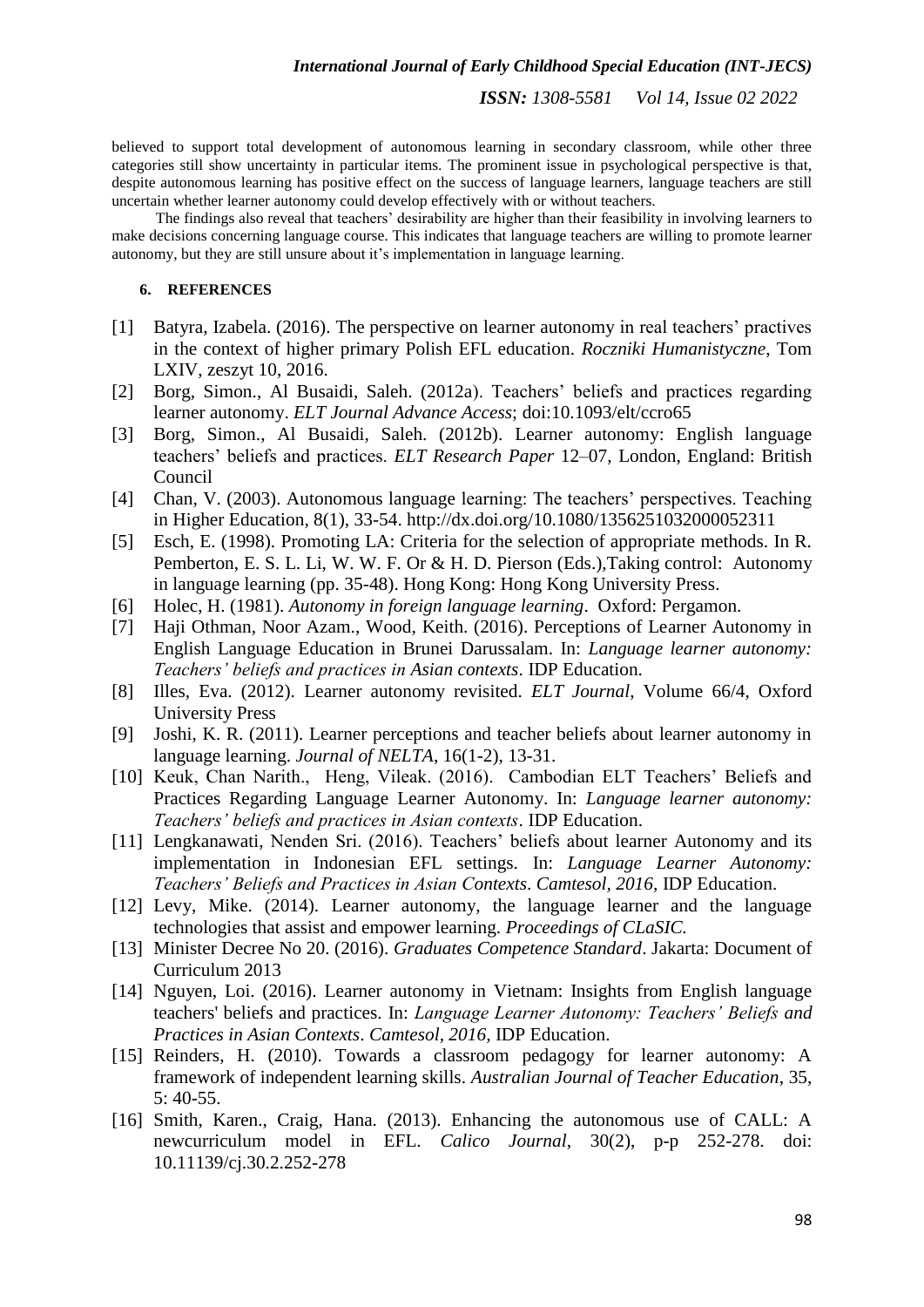believed to support total development of autonomous learning in secondary classroom, while other three categories still show uncertainty in particular items. The prominent issue in psychological perspective is that, despite autonomous learning has positive effect on the success of language learners, language teachers are still uncertain whether learner autonomy could develop effectively with or without teachers.

The findings also reveal that teachers' desirability are higher than their feasibility in involving learners to make decisions concerning language course. This indicates that language teachers are willing to promote learner autonomy, but they are still unsure about it's implementation in language learning.

## 6. REFERENCES

[1] Batyra, Izabela. (2016). The perspective on learner autonomy in real teachers' practives in the context of higher primary Polish EFL education. *Roczniki Humanistyczne*, Tom LXIV, zeszyt 10, 2016.

[2] Borg, Simon., Al Busaidi, Saleh. (2012a). Teachers' beliefs and practices regarding learner autonomy. *ELT Journal Advance Access*; doi:10.1093/elt/ccro65

[3] Borg, Simon., Al Busaidi, Saleh. (2012b). Learner autonomy: English language teachers' beliefs and practices. *ELT Research Paper* 12–07, London, England: British Council

[4] Chan, V. (2003). Autonomous language learning: The teachers' perspectives. Teaching in Higher Education, 8(1), 33-54. http://dx.doi.org/10.1080/1356251032000052311

[5] Esch, E. (1998). Promoting LA: Criteria for the selection of appropriate methods. In R. Pemberton, E. S. L. Li, W. W. F. Or & H. D. Pierson (Eds.),Taking control: Autonomy in language learning (pp. 35-48). Hong Kong: Hong Kong University Press.

[6] Holec, H. (1981). *Autonomy in foreign language learning*. Oxford: Pergamon.

[7] Haji Othman, Noor Azam., Wood, Keith. (2016). Perceptions of Learner Autonomy in English Language Education in Brunei Darussalam. In: *Language learner autonomy: Teachers' beliefs and practices in Asian contexts*. IDP Education.

[8] Illes, Eva. (2012). Learner autonomy revisited. *ELT Journal*, Volume 66/4, Oxford University Press

[9] Joshi, K. R. (2011). Learner perceptions and teacher beliefs about learner autonomy in language learning. *Journal of NELTA*, 16(1-2), 13-31.

[10] Keuk, Chan Narith., Heng, Vileak. (2016). Cambodian ELT Teachers' Beliefs and Practices Regarding Language Learner Autonomy. In: *Language learner autonomy: Teachers' beliefs and practices in Asian contexts*. IDP Education.

[11] Lengkanawati, Nenden Sri. (2016). Teachers' beliefs about learner Autonomy and its implementation in Indonesian EFL settings. In: *Language Learner Autonomy: Teachers' Beliefs and Practices in Asian Contexts*. *Camtesol, 2016,* IDP Education.

[12] Levy, Mike. (2014). Learner autonomy, the language learner and the language technologies that assist and empower learning. *Proceedings of CLaSIC.*

[13] Minister Decree No 20. (2016). *Graduates Competence Standard*. Jakarta: Document of Curriculum 2013

[14] Nguyen, Loi. (2016). Learner autonomy in Vietnam: Insights from English language teachers' beliefs and practices. In: *Language Learner Autonomy: Teachers' Beliefs and Practices in Asian Contexts*. *Camtesol, 2016,* IDP Education.

[15] Reinders, H. (2010). Towards a classroom pedagogy for learner autonomy: A framework of independent learning skills. *Australian Journal of Teacher Education*, 35, 5: 40-55.

[16] Smith, Karen., Craig, Hana. (2013). Enhancing the autonomous use of CALL: A newcurriculum model in EFL. *Calico Journal*, 30(2), p-p 252-278. doi: 10.11139/cj.30.2.252-278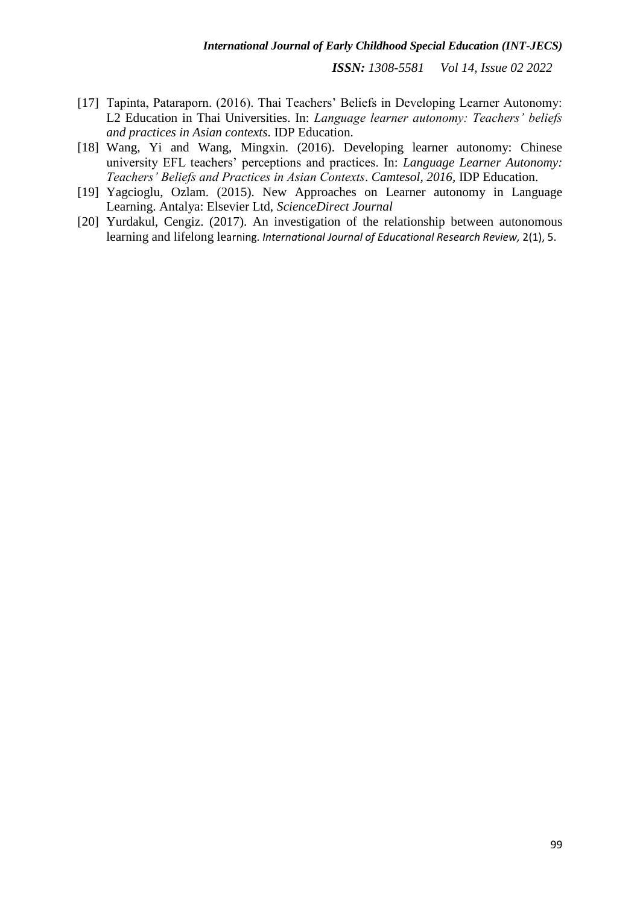[17] Tapinta, Pataraporn. (2016). Thai Teachers' Beliefs in Developing Learner Autonomy: L2 Education in Thai Universities. In: *Language learner autonomy: Teachers' beliefs and practices in Asian contexts*. IDP Education.

[18] Wang, Yi and Wang, Mingxin. (2016). Developing learner autonomy: Chinese university EFL teachers' perceptions and practices. In: *Language Learner Autonomy: Teachers' Beliefs and Practices in Asian Contexts*. *Camtesol, 2016*, IDP Education.

[19] Yagcioglu, Ozlam. (2015). New Approaches on Learner autonomy in Language Learning. Antalya: Elsevier Ltd, *ScienceDirect Journal*

[20] Yurdakul, Cengiz. (2017). An investigation of the relationship between autonomous learning and lifelong learning. *International Journal of Educational Research Review,* 2(1), 5.